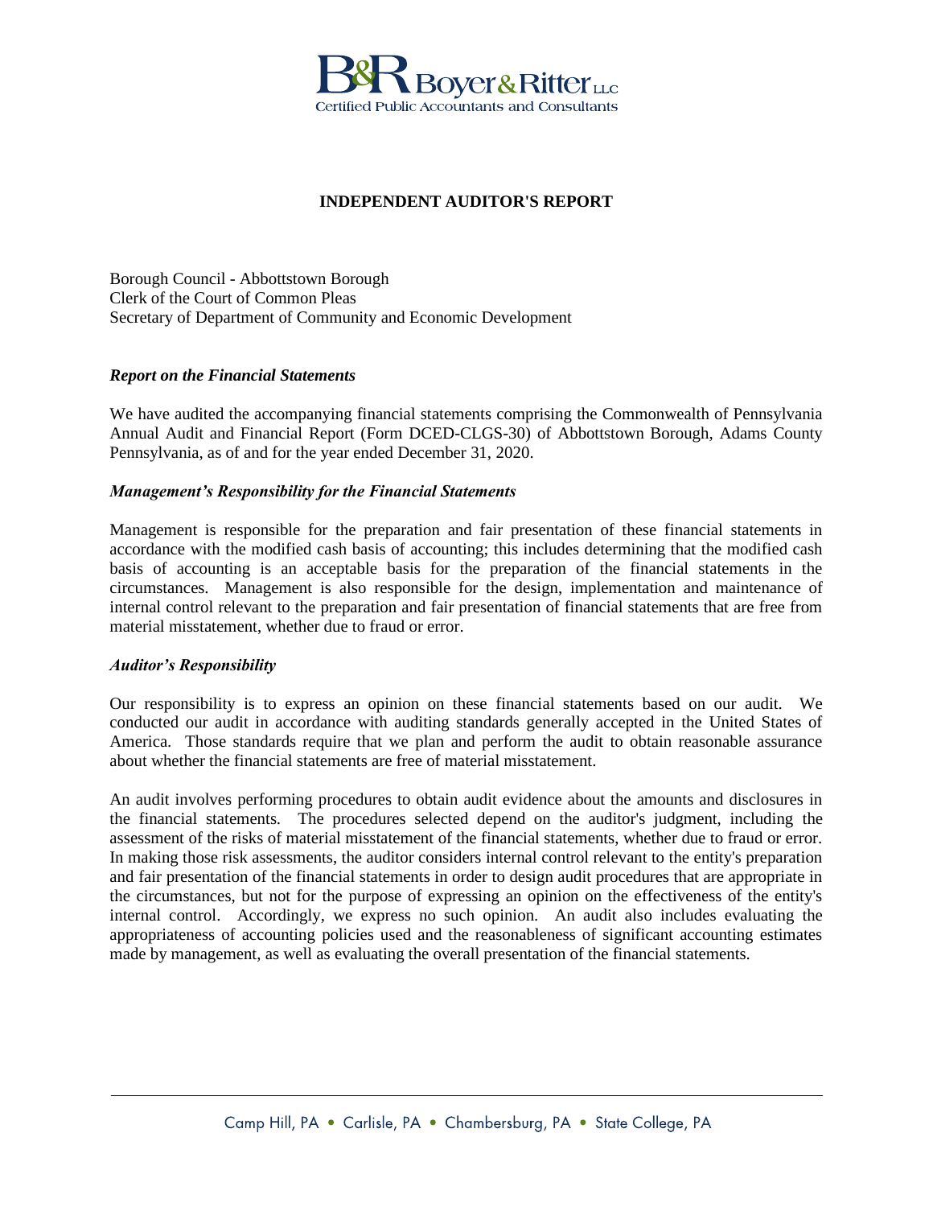B&R Boyer & Ritter LLC
Certified Public Accountants and Consultants

# INDEPENDENT AUDITOR'S REPORT

Borough Council - Abbottstown Borough
Clerk of the Court of Common Pleas
Secretary of Department of Community and Economic Development

***Report on the Financial Statements***

We have audited the accompanying financial statements comprising the Commonwealth of Pennsylvania Annual Audit and Financial Report (Form DCED-CLGS-30) of Abbottstown Borough, Adams County Pennsylvania, as of and for the year ended December 31, 2020.

***Management's Responsibility for the Financial Statements***

Management is responsible for the preparation and fair presentation of these financial statements in accordance with the modified cash basis of accounting; this includes determining that the modified cash basis of accounting is an acceptable basis for the preparation of the financial statements in the circumstances. Management is also responsible for the design, implementation and maintenance of internal control relevant to the preparation and fair presentation of financial statements that are free from material misstatement, whether due to fraud or error.

***Auditor's Responsibility***

Our responsibility is to express an opinion on these financial statements based on our audit. We conducted our audit in accordance with auditing standards generally accepted in the United States of America. Those standards require that we plan and perform the audit to obtain reasonable assurance about whether the financial statements are free of material misstatement.

An audit involves performing procedures to obtain audit evidence about the amounts and disclosures in the financial statements. The procedures selected depend on the auditor's judgment, including the assessment of the risks of material misstatement of the financial statements, whether due to fraud or error. In making those risk assessments, the auditor considers internal control relevant to the entity's preparation and fair presentation of the financial statements in order to design audit procedures that are appropriate in the circumstances, but not for the purpose of expressing an opinion on the effectiveness of the entity's internal control. Accordingly, we express no such opinion. An audit also includes evaluating the appropriateness of accounting policies used and the reasonableness of significant accounting estimates made by management, as well as evaluating the overall presentation of the financial statements.

Camp Hill, PA • Carlisle, PA • Chambersburg, PA • State College, PA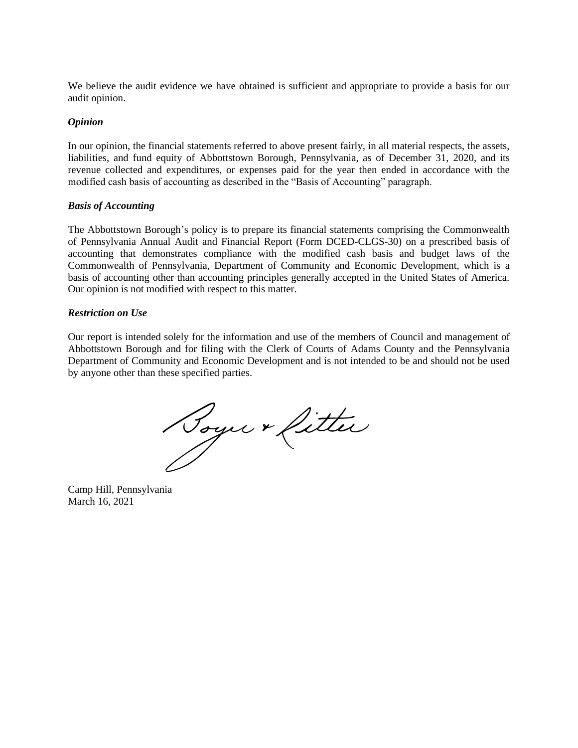We believe the audit evidence we have obtained is sufficient and appropriate to provide a basis for our audit opinion.

***Opinion***

In our opinion, the financial statements referred to above present fairly, in all material respects, the assets, liabilities, and fund equity of Abbottstown Borough, Pennsylvania, as of December 31, 2020, and its revenue collected and expenditures, or expenses paid for the year then ended in accordance with the modified cash basis of accounting as described in the "Basis of Accounting" paragraph.

***Basis of Accounting***

The Abbottstown Borough's policy is to prepare its financial statements comprising the Commonwealth of Pennsylvania Annual Audit and Financial Report (Form DCED-CLGS-30) on a prescribed basis of accounting that demonstrates compliance with the modified cash basis and budget laws of the Commonwealth of Pennsylvania, Department of Community and Economic Development, which is a basis of accounting other than accounting principles generally accepted in the United States of America. Our opinion is not modified with respect to this matter.

***Restriction on Use***

Our report is intended solely for the information and use of the members of Council and management of Abbottstown Borough and for filing with the Clerk of Courts of Adams County and the Pennsylvania Department of Community and Economic Development and is not intended to be and should not be used by anyone other than these specified parties.

Boyer & Ritter

Camp Hill, Pennsylvania
March 16, 2021